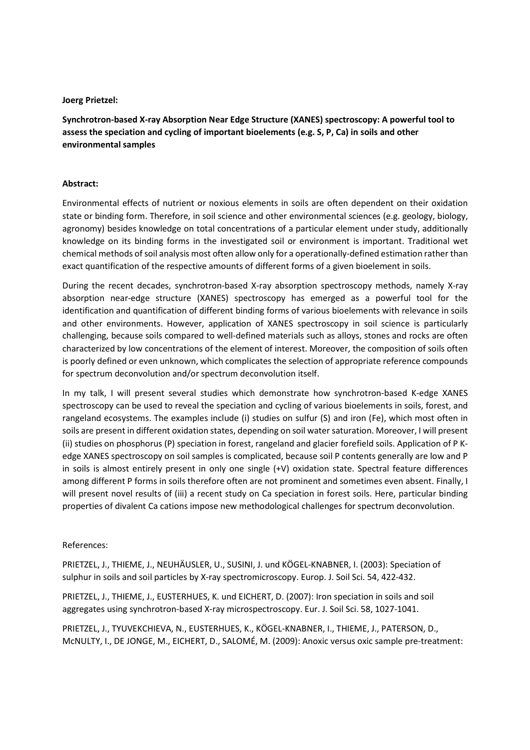**Joerg Prietzel:**

**Synchrotron-based X-ray Absorption Near Edge Structure (XANES) spectroscopy: A powerful tool to assess the speciation and cycling of important bioelements (e.g. S, P, Ca) in soils and other environmental samples**

**Abstract:**

Environmental effects of nutrient or noxious elements in soils are often dependent on their oxidation state or binding form. Therefore, in soil science and other environmental sciences (e.g. geology, biology, agronomy) besides knowledge on total concentrations of a particular element under study, additionally knowledge on its binding forms in the investigated soil or environment is important. Traditional wet chemical methods of soil analysis most often allow only for a operationally-defined estimation rather than exact quantification of the respective amounts of different forms of a given bioelement in soils.

During the recent decades, synchrotron-based X-ray absorption spectroscopy methods, namely X-ray absorption near-edge structure (XANES) spectroscopy has emerged as a powerful tool for the identification and quantification of different binding forms of various bioelements with relevance in soils and other environments. However, application of XANES spectroscopy in soil science is particularly challenging, because soils compared to well-defined materials such as alloys, stones and rocks are often characterized by low concentrations of the element of interest. Moreover, the composition of soils often is poorly defined or even unknown, which complicates the selection of appropriate reference compounds for spectrum deconvolution and/or spectrum deconvolution itself.

In my talk, I will present several studies which demonstrate how synchrotron-based K-edge XANES spectroscopy can be used to reveal the speciation and cycling of various bioelements in soils, forest, and rangeland ecosystems. The examples include (i) studies on sulfur (S) and iron (Fe), which most often in soils are present in different oxidation states, depending on soil water saturation. Moreover, I will present (ii) studies on phosphorus (P) speciation in forest, rangeland and glacier forefield soils. Application of P K-edge XANES spectroscopy on soil samples is complicated, because soil P contents generally are low and P in soils is almost entirely present in only one single (+V) oxidation state. Spectral feature differences among different P forms in soils therefore often are not prominent and sometimes even absent. Finally, I will present novel results of (iii) a recent study on Ca speciation in forest soils. Here, particular binding properties of divalent Ca cations impose new methodological challenges for spectrum deconvolution.

References:

PRIETZEL, J., THIEME, J., NEUHÄUSLER, U., SUSINI, J. und KÖGEL-KNABNER, I. (2003): Speciation of sulphur in soils and soil particles by X-ray spectromicroscopy. Europ. J. Soil Sci. 54, 422-432.

PRIETZEL, J., THIEME, J., EUSTERHUES, K. und EICHERT, D. (2007): Iron speciation in soils and soil aggregates using synchrotron-based X-ray microspectroscopy. Eur. J. Soil Sci. 58, 1027-1041.

PRIETZEL, J., TYUVEKCHIEVA, N., EUSTERHUES, K., KÖGEL-KNABNER, I., THIEME, J., PATERSON, D., McNULTY, I., DE JONGE, M., EICHERT, D., SALOMÉ, M. (2009): Anoxic versus oxic sample pre-treatment: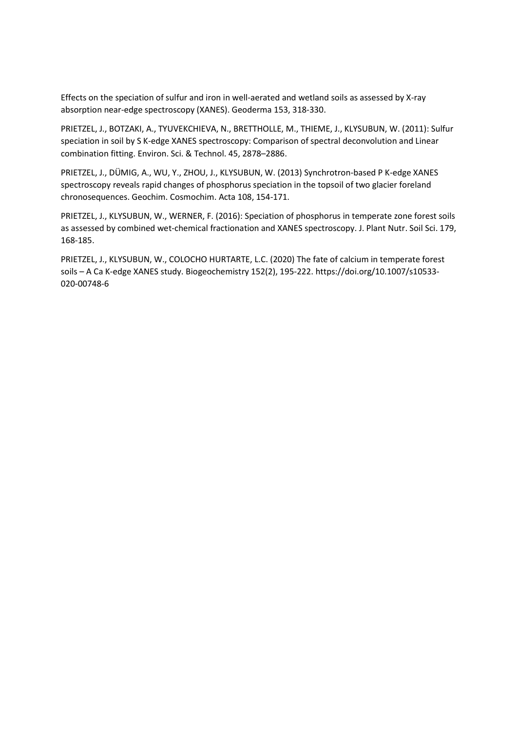Effects on the speciation of sulfur and iron in well-aerated and wetland soils as assessed by X-ray absorption near-edge spectroscopy (XANES). Geoderma 153, 318-330.

PRIETZEL, J., BOTZAKI, A., TYUVEKCHIEVA, N., BRETTHOLLE, M., THIEME, J., KLYSUBUN, W. (2011): Sulfur speciation in soil by S K-edge XANES spectroscopy: Comparison of spectral deconvolution and Linear combination fitting. Environ. Sci. & Technol. 45, 2878–2886.

PRIETZEL, J., DÜMIG, A., WU, Y., ZHOU, J., KLYSUBUN, W. (2013) Synchrotron-based P K-edge XANES spectroscopy reveals rapid changes of phosphorus speciation in the topsoil of two glacier foreland chronosequences. Geochim. Cosmochim. Acta 108, 154-171.

PRIETZEL, J., KLYSUBUN, W., WERNER, F. (2016): Speciation of phosphorus in temperate zone forest soils as assessed by combined wet-chemical fractionation and XANES spectroscopy. J. Plant Nutr. Soil Sci. 179, 168-185.

PRIETZEL, J., KLYSUBUN, W., COLOCHO HURTARTE, L.C. (2020) The fate of calcium in temperate forest soils – A Ca K-edge XANES study. Biogeochemistry 152(2), 195-222. https://doi.org/10.1007/s10533-020-00748-6